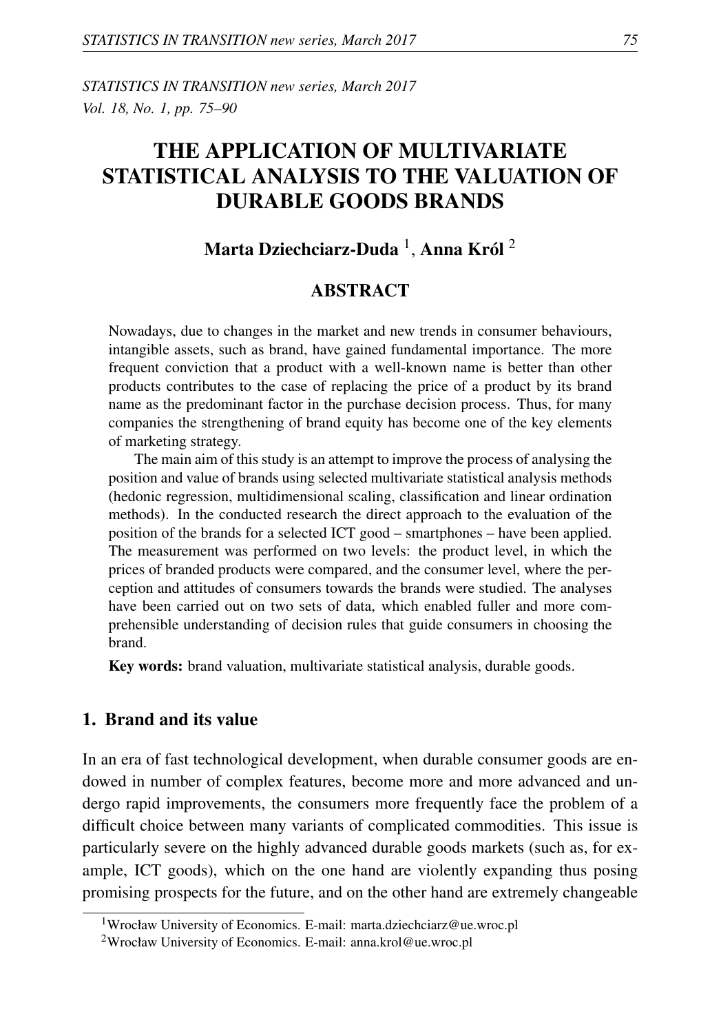STATISTICS IN TRANSITION new series, March 2017
Vol. 18, No. 1, pp. 75–90

# THE APPLICATION OF MULTIVARIATE STATISTICAL ANALYSIS TO THE VALUATION OF DURABLE GOODS BRANDS

**Marta Dziechciarz-Duda [1], Anna Król [2]**

## ABSTRACT

Nowadays, due to changes in the market and new trends in consumer behaviours, intangible assets, such as brand, have gained fundamental importance. The more frequent conviction that a product with a well-known name is better than other products contributes to the case of replacing the price of a product by its brand name as the predominant factor in the purchase decision process. Thus, for many companies the strengthening of brand equity has become one of the key elements of marketing strategy.

The main aim of this study is an attempt to improve the process of analysing the position and value of brands using selected multivariate statistical analysis methods (hedonic regression, multidimensional scaling, classification and linear ordination methods). In the conducted research the direct approach to the evaluation of the position of the brands for a selected ICT good – smartphones – have been applied. The measurement was performed on two levels: the product level, in which the prices of branded products were compared, and the consumer level, where the perception and attitudes of consumers towards the brands were studied. The analyses have been carried out on two sets of data, which enabled fuller and more comprehensible understanding of decision rules that guide consumers in choosing the brand.

**Key words:** brand valuation, multivariate statistical analysis, durable goods.

## 1. Brand and its value

In an era of fast technological development, when durable consumer goods are endowed in number of complex features, become more and more advanced and undergo rapid improvements, the consumers more frequently face the problem of a difficult choice between many variants of complicated commodities. This issue is particularly severe on the highly advanced durable goods markets (such as, for example, ICT goods), which on the one hand are violently expanding thus posing promising prospects for the future, and on the other hand are extremely changeable

[1] Wrocław University of Economics. E-mail: marta.dziechciarz@ue.wroc.pl

[2] Wrocław University of Economics. E-mail: anna.krol@ue.wroc.pl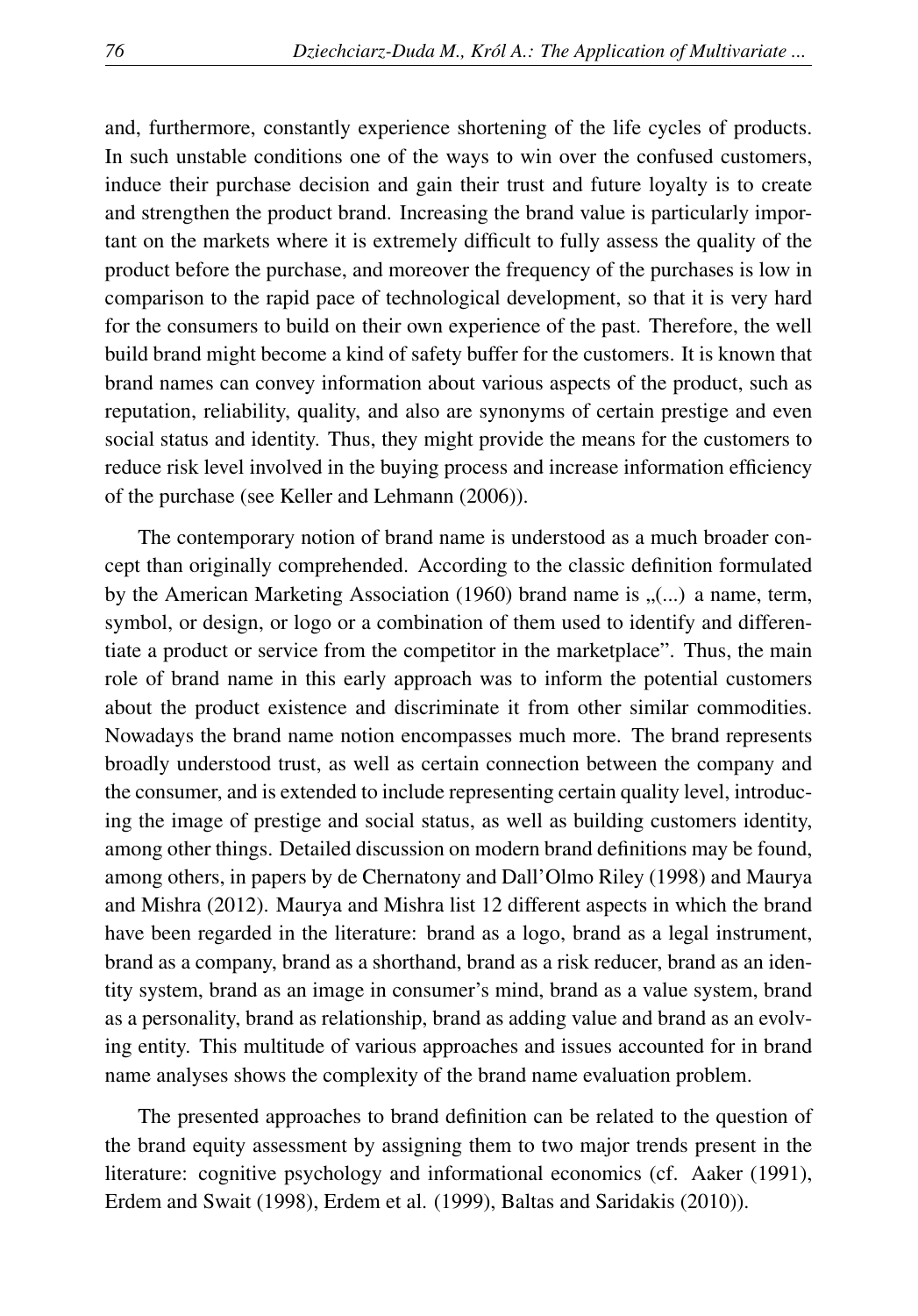and, furthermore, constantly experience shortening of the life cycles of products. In such unstable conditions one of the ways to win over the confused customers, induce their purchase decision and gain their trust and future loyalty is to create and strengthen the product brand. Increasing the brand value is particularly important on the markets where it is extremely difficult to fully assess the quality of the product before the purchase, and moreover the frequency of the purchases is low in comparison to the rapid pace of technological development, so that it is very hard for the consumers to build on their own experience of the past. Therefore, the well build brand might become a kind of safety buffer for the customers. It is known that brand names can convey information about various aspects of the product, such as reputation, reliability, quality, and also are synonyms of certain prestige and even social status and identity. Thus, they might provide the means for the customers to reduce risk level involved in the buying process and increase information efficiency of the purchase (see Keller and Lehmann (2006)).

The contemporary notion of brand name is understood as a much broader concept than originally comprehended. According to the classic definition formulated by the American Marketing Association (1960) brand name is „(...) a name, term, symbol, or design, or logo or a combination of them used to identify and differentiate a product or service from the competitor in the marketplace". Thus, the main role of brand name in this early approach was to inform the potential customers about the product existence and discriminate it from other similar commodities. Nowadays the brand name notion encompasses much more. The brand represents broadly understood trust, as well as certain connection between the company and the consumer, and is extended to include representing certain quality level, introducing the image of prestige and social status, as well as building customers identity, among other things. Detailed discussion on modern brand definitions may be found, among others, in papers by de Chernatony and Dall'Olmo Riley (1998) and Maurya and Mishra (2012). Maurya and Mishra list 12 different aspects in which the brand have been regarded in the literature: brand as a logo, brand as a legal instrument, brand as a company, brand as a shorthand, brand as a risk reducer, brand as an identity system, brand as an image in consumer's mind, brand as a value system, brand as a personality, brand as relationship, brand as adding value and brand as an evolving entity. This multitude of various approaches and issues accounted for in brand name analyses shows the complexity of the brand name evaluation problem.

The presented approaches to brand definition can be related to the question of the brand equity assessment by assigning them to two major trends present in the literature: cognitive psychology and informational economics (cf. Aaker (1991), Erdem and Swait (1998), Erdem et al. (1999), Baltas and Saridakis (2010)).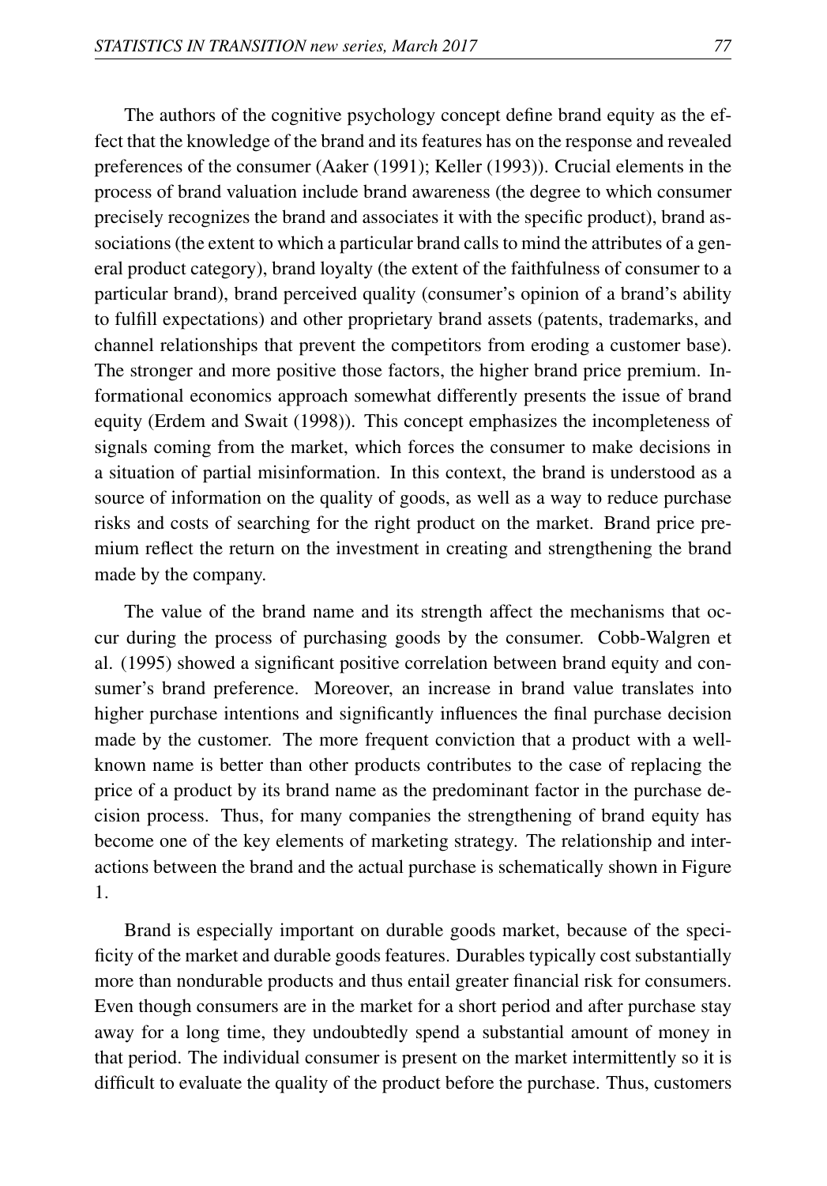The authors of the cognitive psychology concept define brand equity as the effect that the knowledge of the brand and its features has on the response and revealed preferences of the consumer (Aaker (1991); Keller (1993)). Crucial elements in the process of brand valuation include brand awareness (the degree to which consumer precisely recognizes the brand and associates it with the specific product), brand associations (the extent to which a particular brand calls to mind the attributes of a general product category), brand loyalty (the extent of the faithfulness of consumer to a particular brand), brand perceived quality (consumer's opinion of a brand's ability to fulfill expectations) and other proprietary brand assets (patents, trademarks, and channel relationships that prevent the competitors from eroding a customer base). The stronger and more positive those factors, the higher brand price premium. Informational economics approach somewhat differently presents the issue of brand equity (Erdem and Swait (1998)). This concept emphasizes the incompleteness of signals coming from the market, which forces the consumer to make decisions in a situation of partial misinformation. In this context, the brand is understood as a source of information on the quality of goods, as well as a way to reduce purchase risks and costs of searching for the right product on the market. Brand price premium reflect the return on the investment in creating and strengthening the brand made by the company.

The value of the brand name and its strength affect the mechanisms that occur during the process of purchasing goods by the consumer. Cobb-Walgren et al. (1995) showed a significant positive correlation between brand equity and consumer's brand preference. Moreover, an increase in brand value translates into higher purchase intentions and significantly influences the final purchase decision made by the customer. The more frequent conviction that a product with a well-known name is better than other products contributes to the case of replacing the price of a product by its brand name as the predominant factor in the purchase decision process. Thus, for many companies the strengthening of brand equity has become one of the key elements of marketing strategy. The relationship and interactions between the brand and the actual purchase is schematically shown in Figure 1.

Brand is especially important on durable goods market, because of the specificity of the market and durable goods features. Durables typically cost substantially more than nondurable products and thus entail greater financial risk for consumers. Even though consumers are in the market for a short period and after purchase stay away for a long time, they undoubtedly spend a substantial amount of money in that period. The individual consumer is present on the market intermittently so it is difficult to evaluate the quality of the product before the purchase. Thus, customers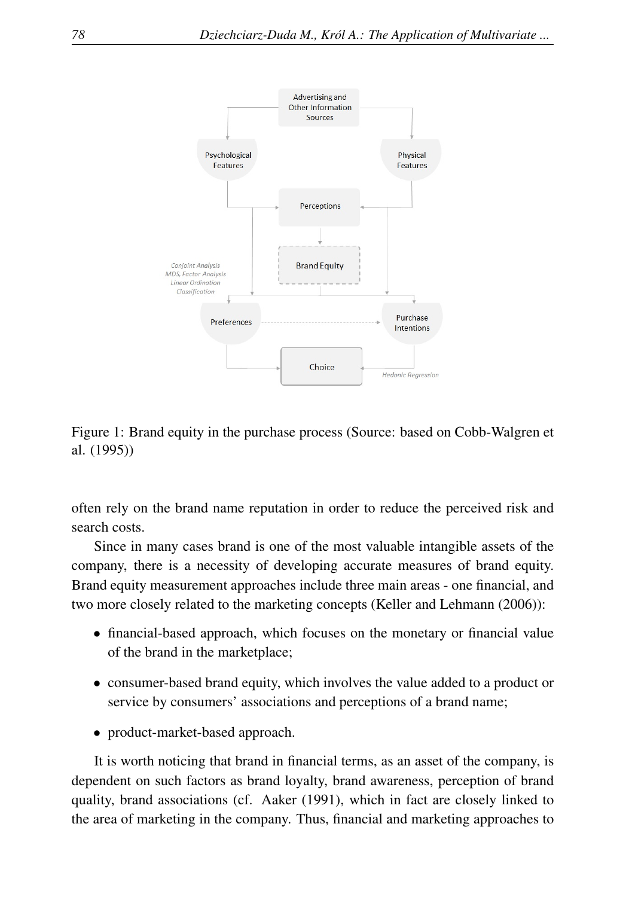Figure 1: Brand equity in the purchase process (Source: based on Cobb-Walgren et al. (1995))

often rely on the brand name reputation in order to reduce the perceived risk and search costs.

Since in many cases brand is one of the most valuable intangible assets of the company, there is a necessity of developing accurate measures of brand equity. Brand equity measurement approaches include three main areas - one financial, and two more closely related to the marketing concepts (Keller and Lehmann (2006)):

- financial-based approach, which focuses on the monetary or financial value of the brand in the marketplace;
- consumer-based brand equity, which involves the value added to a product or service by consumers' associations and perceptions of a brand name;
- product-market-based approach.

It is worth noticing that brand in financial terms, as an asset of the company, is dependent on such factors as brand loyalty, brand awareness, perception of brand quality, brand associations (cf. Aaker (1991), which in fact are closely linked to the area of marketing in the company. Thus, financial and marketing approaches to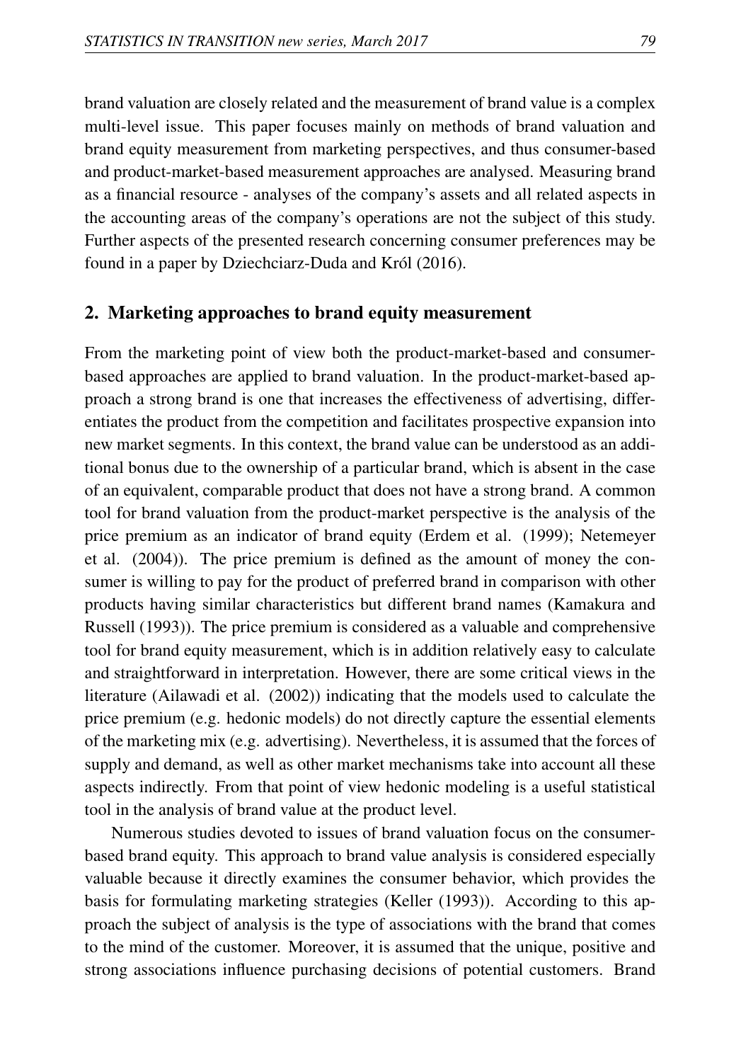brand valuation are closely related and the measurement of brand value is a complex multi-level issue. This paper focuses mainly on methods of brand valuation and brand equity measurement from marketing perspectives, and thus consumer-based and product-market-based measurement approaches are analysed. Measuring brand as a financial resource - analyses of the company's assets and all related aspects in the accounting areas of the company's operations are not the subject of this study. Further aspects of the presented research concerning consumer preferences may be found in a paper by Dziechciarz-Duda and Król (2016).

## 2. Marketing approaches to brand equity measurement

From the marketing point of view both the product-market-based and consumer-based approaches are applied to brand valuation. In the product-market-based approach a strong brand is one that increases the effectiveness of advertising, differentiates the product from the competition and facilitates prospective expansion into new market segments. In this context, the brand value can be understood as an additional bonus due to the ownership of a particular brand, which is absent in the case of an equivalent, comparable product that does not have a strong brand. A common tool for brand valuation from the product-market perspective is the analysis of the price premium as an indicator of brand equity (Erdem et al. (1999); Netemeyer et al. (2004)). The price premium is defined as the amount of money the consumer is willing to pay for the product of preferred brand in comparison with other products having similar characteristics but different brand names (Kamakura and Russell (1993)). The price premium is considered as a valuable and comprehensive tool for brand equity measurement, which is in addition relatively easy to calculate and straightforward in interpretation. However, there are some critical views in the literature (Ailawadi et al. (2002)) indicating that the models used to calculate the price premium (e.g. hedonic models) do not directly capture the essential elements of the marketing mix (e.g. advertising). Nevertheless, it is assumed that the forces of supply and demand, as well as other market mechanisms take into account all these aspects indirectly. From that point of view hedonic modeling is a useful statistical tool in the analysis of brand value at the product level.

Numerous studies devoted to issues of brand valuation focus on the consumer-based brand equity. This approach to brand value analysis is considered especially valuable because it directly examines the consumer behavior, which provides the basis for formulating marketing strategies (Keller (1993)). According to this approach the subject of analysis is the type of associations with the brand that comes to the mind of the customer. Moreover, it is assumed that the unique, positive and strong associations influence purchasing decisions of potential customers. Brand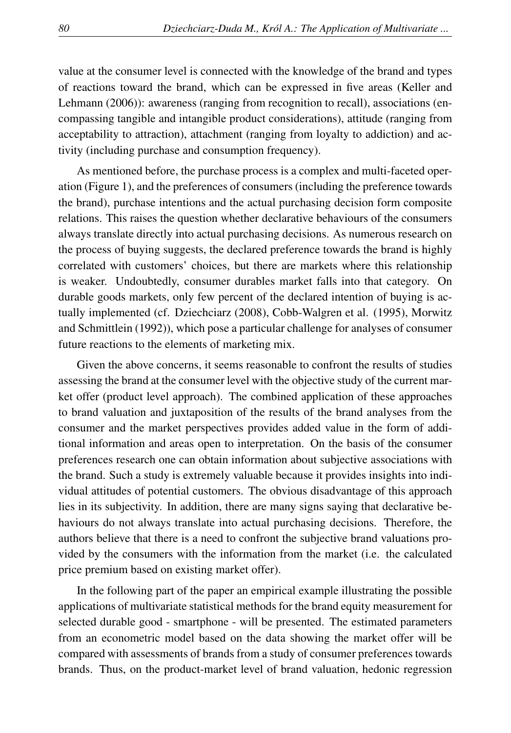value at the consumer level is connected with the knowledge of the brand and types of reactions toward the brand, which can be expressed in five areas (Keller and Lehmann (2006)): awareness (ranging from recognition to recall), associations (encompassing tangible and intangible product considerations), attitude (ranging from acceptability to attraction), attachment (ranging from loyalty to addiction) and activity (including purchase and consumption frequency).

As mentioned before, the purchase process is a complex and multi-faceted operation (Figure 1), and the preferences of consumers (including the preference towards the brand), purchase intentions and the actual purchasing decision form composite relations. This raises the question whether declarative behaviours of the consumers always translate directly into actual purchasing decisions. As numerous research on the process of buying suggests, the declared preference towards the brand is highly correlated with customers' choices, but there are markets where this relationship is weaker. Undoubtedly, consumer durables market falls into that category. On durable goods markets, only few percent of the declared intention of buying is actually implemented (cf. Dziechciarz (2008), Cobb-Walgren et al. (1995), Morwitz and Schmittlein (1992)), which pose a particular challenge for analyses of consumer future reactions to the elements of marketing mix.

Given the above concerns, it seems reasonable to confront the results of studies assessing the brand at the consumer level with the objective study of the current market offer (product level approach). The combined application of these approaches to brand valuation and juxtaposition of the results of the brand analyses from the consumer and the market perspectives provides added value in the form of additional information and areas open to interpretation. On the basis of the consumer preferences research one can obtain information about subjective associations with the brand. Such a study is extremely valuable because it provides insights into individual attitudes of potential customers. The obvious disadvantage of this approach lies in its subjectivity. In addition, there are many signs saying that declarative behaviours do not always translate into actual purchasing decisions. Therefore, the authors believe that there is a need to confront the subjective brand valuations provided by the consumers with the information from the market (i.e. the calculated price premium based on existing market offer).

In the following part of the paper an empirical example illustrating the possible applications of multivariate statistical methods for the brand equity measurement for selected durable good - smartphone - will be presented. The estimated parameters from an econometric model based on the data showing the market offer will be compared with assessments of brands from a study of consumer preferences towards brands. Thus, on the product-market level of brand valuation, hedonic regression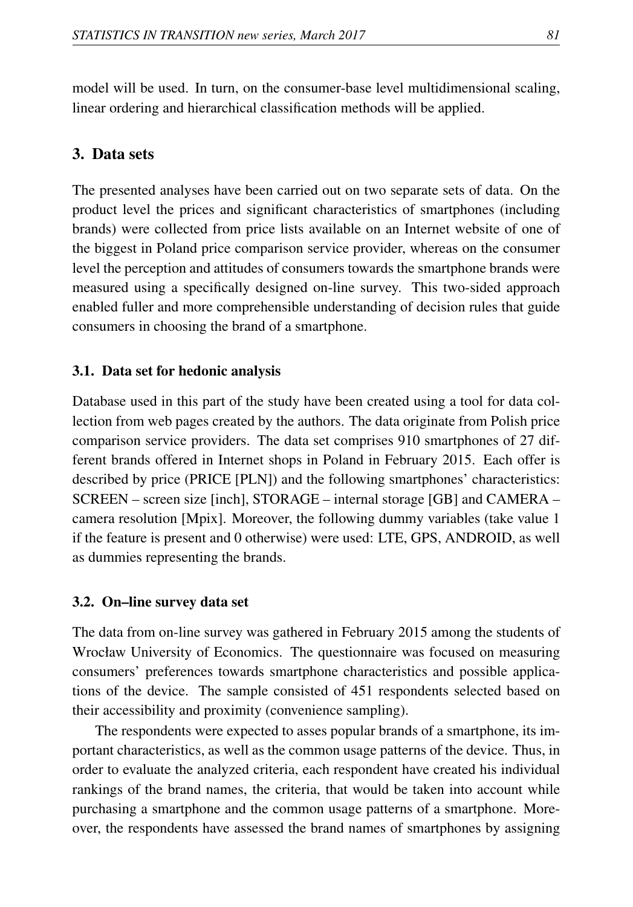model will be used. In turn, on the consumer-base level multidimensional scaling, linear ordering and hierarchical classification methods will be applied.

## 3. Data sets

The presented analyses have been carried out on two separate sets of data. On the product level the prices and significant characteristics of smartphones (including brands) were collected from price lists available on an Internet website of one of the biggest in Poland price comparison service provider, whereas on the consumer level the perception and attitudes of consumers towards the smartphone brands were measured using a specifically designed on-line survey. This two-sided approach enabled fuller and more comprehensible understanding of decision rules that guide consumers in choosing the brand of a smartphone.

### 3.1. Data set for hedonic analysis

Database used in this part of the study have been created using a tool for data collection from web pages created by the authors. The data originate from Polish price comparison service providers. The data set comprises 910 smartphones of 27 different brands offered in Internet shops in Poland in February 2015. Each offer is described by price (PRICE [PLN]) and the following smartphones' characteristics: SCREEN – screen size [inch], STORAGE – internal storage [GB] and CAMERA – camera resolution [Mpix]. Moreover, the following dummy variables (take value 1 if the feature is present and 0 otherwise) were used: LTE, GPS, ANDROID, as well as dummies representing the brands.

### 3.2. On–line survey data set

The data from on-line survey was gathered in February 2015 among the students of Wrocław University of Economics. The questionnaire was focused on measuring consumers' preferences towards smartphone characteristics and possible applications of the device. The sample consisted of 451 respondents selected based on their accessibility and proximity (convenience sampling).

The respondents were expected to asses popular brands of a smartphone, its important characteristics, as well as the common usage patterns of the device. Thus, in order to evaluate the analyzed criteria, each respondent have created his individual rankings of the brand names, the criteria, that would be taken into account while purchasing a smartphone and the common usage patterns of a smartphone. Moreover, the respondents have assessed the brand names of smartphones by assigning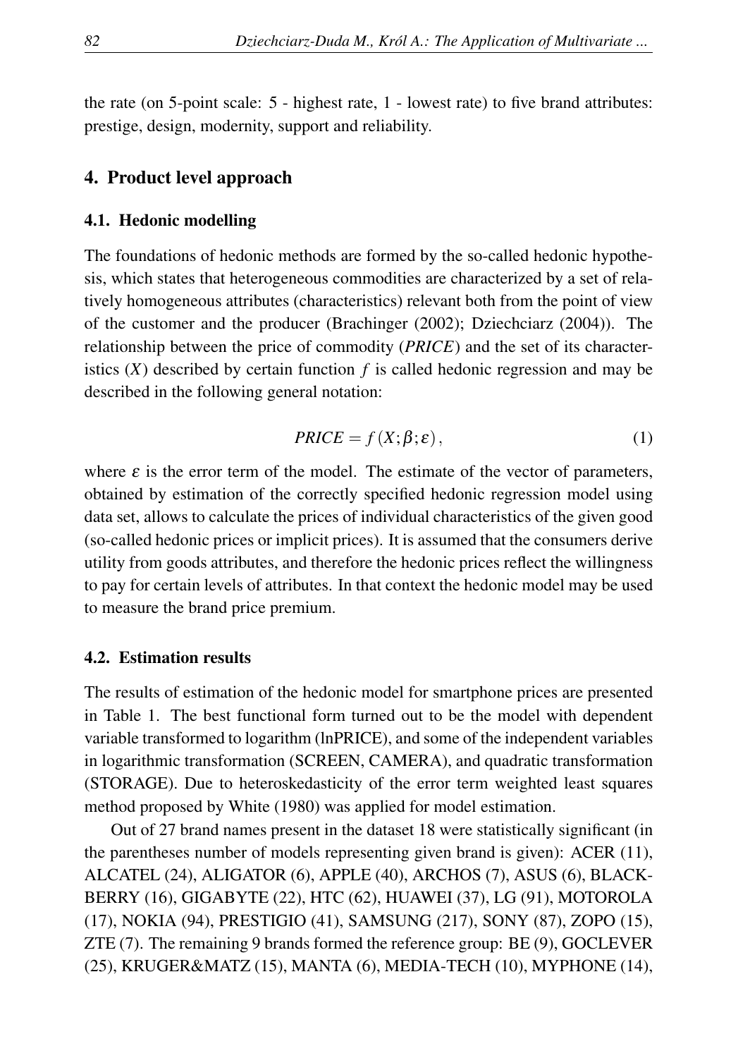the rate (on 5-point scale: 5 - highest rate, 1 - lowest rate) to five brand attributes: prestige, design, modernity, support and reliability.

## 4. Product level approach

### 4.1. Hedonic modelling

The foundations of hedonic methods are formed by the so-called hedonic hypothesis, which states that heterogeneous commodities are characterized by a set of relatively homogeneous attributes (characteristics) relevant both from the point of view of the customer and the producer (Brachinger (2002); Dziechciarz (2004)). The relationship between the price of commodity (*PRICE*) and the set of its characteristics ($X$) described by certain function $f$ is called hedonic regression and may be described in the following general notation:

$$PRICE = f\left(X;\beta;\varepsilon\right), \tag{1}$$

where $\varepsilon$ is the error term of the model. The estimate of the vector of parameters, obtained by estimation of the correctly specified hedonic regression model using data set, allows to calculate the prices of individual characteristics of the given good (so-called hedonic prices or implicit prices). It is assumed that the consumers derive utility from goods attributes, and therefore the hedonic prices reflect the willingness to pay for certain levels of attributes. In that context the hedonic model may be used to measure the brand price premium.

### 4.2. Estimation results

The results of estimation of the hedonic model for smartphone prices are presented in Table 1. The best functional form turned out to be the model with dependent variable transformed to logarithm (lnPRICE), and some of the independent variables in logarithmic transformation (SCREEN, CAMERA), and quadratic transformation (STORAGE). Due to heteroskedasticity of the error term weighted least squares method proposed by White (1980) was applied for model estimation.

Out of 27 brand names present in the dataset 18 were statistically significant (in the parentheses number of models representing given brand is given): ACER (11), ALCATEL (24), ALIGATOR (6), APPLE (40), ARCHOS (7), ASUS (6), BLACKBERRY (16), GIGABYTE (22), HTC (62), HUAWEI (37), LG (91), MOTOROLA (17), NOKIA (94), PRESTIGIO (41), SAMSUNG (217), SONY (87), ZOPO (15), ZTE (7). The remaining 9 brands formed the reference group: BE (9), GOCLEVER (25), KRUGER&MATZ (15), MANTA (6), MEDIA-TECH (10), MYPHONE (14),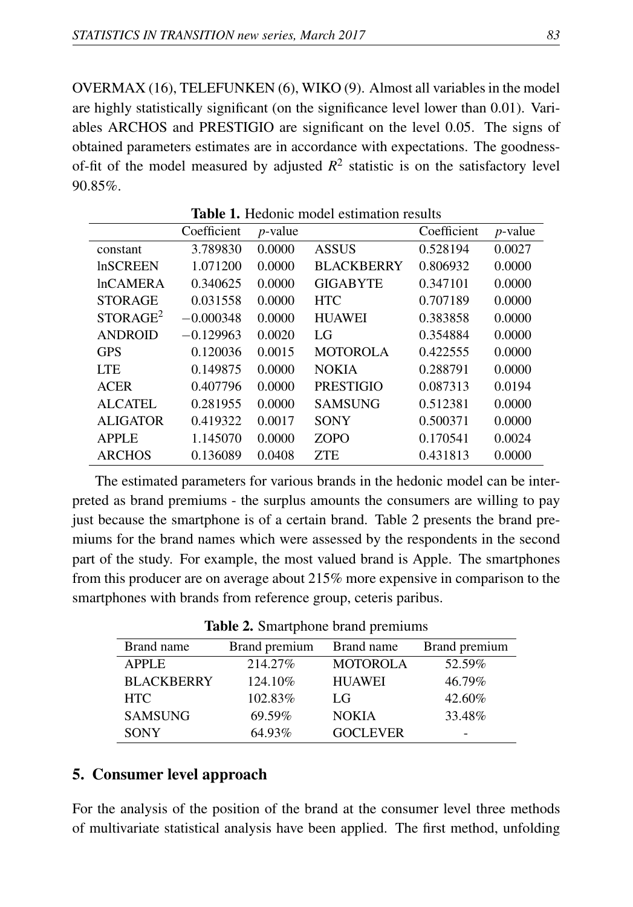OVERMAX (16), TELEFUNKEN (6), WIKO (9). Almost all variables in the model are highly statistically significant (on the significance level lower than 0.01). Variables ARCHOS and PRESTIGIO are significant on the level 0.05. The signs of obtained parameters estimates are in accordance with expectations. The goodness-of-fit of the model measured by adjusted $R^2$ statistic is on the satisfactory level 90.85%.

**Table 1.** Hedonic model estimation results

| | Coefficient | *p*-value | | Coefficient | *p*-value |
|---|---|---|---|---|---|
| constant | 3.789830 | 0.0000 | ASSUS | 0.528194 | 0.0027 |
| lnSCREEN | 1.071200 | 0.0000 | BLACKBERRY | 0.806932 | 0.0000 |
| lnCAMERA | 0.340625 | 0.0000 | GIGABYTE | 0.347101 | 0.0000 |
| STORAGE | 0.031558 | 0.0000 | HTC | 0.707189 | 0.0000 |
| $\text{STORAGE}^2$ | $-0.000348$ | 0.0000 | HUAWEI | 0.383858 | 0.0000 |
| ANDROID | $-0.129963$ | 0.0020 | LG | 0.354884 | 0.0000 |
| GPS | 0.120036 | 0.0015 | MOTOROLA | 0.422555 | 0.0000 |
| LTE | 0.149875 | 0.0000 | NOKIA | 0.288791 | 0.0000 |
| ACER | 0.407796 | 0.0000 | PRESTIGIO | 0.087313 | 0.0194 |
| ALCATEL | 0.281955 | 0.0000 | SAMSUNG | 0.512381 | 0.0000 |
| ALIGATOR | 0.419322 | 0.0017 | SONY | 0.500371 | 0.0000 |
| APPLE | 1.145070 | 0.0000 | ZOPO | 0.170541 | 0.0024 |
| ARCHOS | 0.136089 | 0.0408 | ZTE | 0.431813 | 0.0000 |

The estimated parameters for various brands in the hedonic model can be interpreted as brand premiums - the surplus amounts the consumers are willing to pay just because the smartphone is of a certain brand. Table 2 presents the brand premiums for the brand names which were assessed by the respondents in the second part of the study. For example, the most valued brand is Apple. The smartphones from this producer are on average about 215% more expensive in comparison to the smartphones with brands from reference group, ceteris paribus.

**Table 2.** Smartphone brand premiums

| Brand name | Brand premium | Brand name | Brand premium |
|---|---|---|---|
| APPLE | 214.27% | MOTOROLA | 52.59% |
| BLACKBERRY | 124.10% | HUAWEI | 46.79% |
| HTC | 102.83% | LG | 42.60% |
| SAMSUNG | 69.59% | NOKIA | 33.48% |
| SONY | 64.93% | GOCLEVER | - |

## 5. Consumer level approach

For the analysis of the position of the brand at the consumer level three methods of multivariate statistical analysis have been applied. The first method, unfolding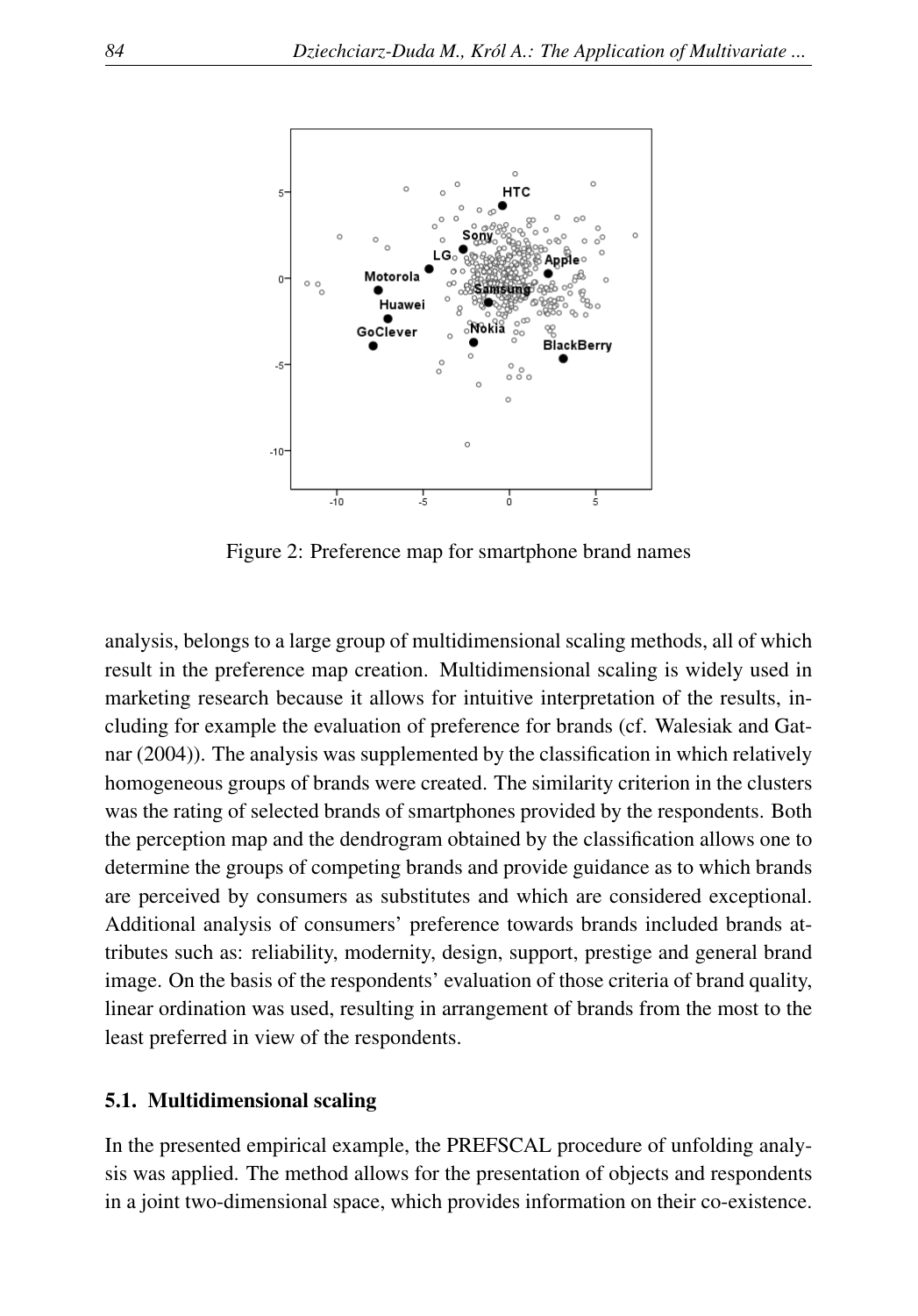Figure 2: Preference map for smartphone brand names

analysis, belongs to a large group of multidimensional scaling methods, all of which result in the preference map creation. Multidimensional scaling is widely used in marketing research because it allows for intuitive interpretation of the results, including for example the evaluation of preference for brands (cf. Walesiak and Gatnar (2004)). The analysis was supplemented by the classification in which relatively homogeneous groups of brands were created. The similarity criterion in the clusters was the rating of selected brands of smartphones provided by the respondents. Both the perception map and the dendrogram obtained by the classification allows one to determine the groups of competing brands and provide guidance as to which brands are perceived by consumers as substitutes and which are considered exceptional. Additional analysis of consumers' preference towards brands included brands attributes such as: reliability, modernity, design, support, prestige and general brand image. On the basis of the respondents' evaluation of those criteria of brand quality, linear ordination was used, resulting in arrangement of brands from the most to the least preferred in view of the respondents.

### 5.1. Multidimensional scaling

In the presented empirical example, the PREFSCAL procedure of unfolding analysis was applied. The method allows for the presentation of objects and respondents in a joint two-dimensional space, which provides information on their co-existence.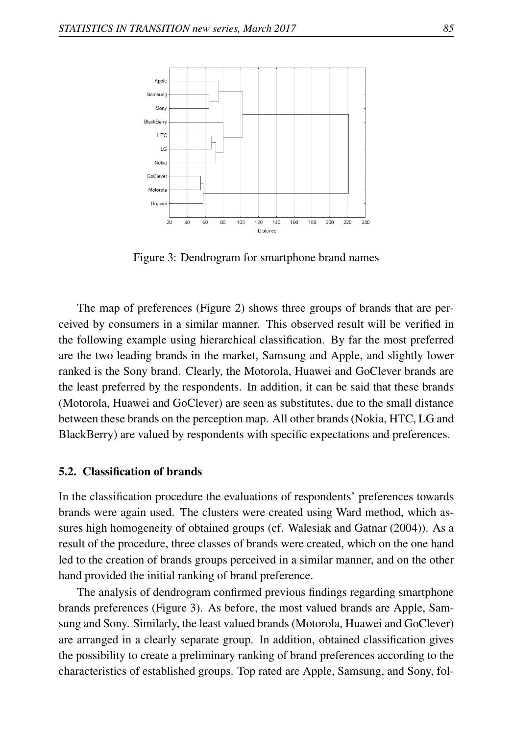Figure 3: Dendrogram for smartphone brand names

The map of preferences (Figure 2) shows three groups of brands that are perceived by consumers in a similar manner. This observed result will be verified in the following example using hierarchical classification. By far the most preferred are the two leading brands in the market, Samsung and Apple, and slightly lower ranked is the Sony brand. Clearly, the Motorola, Huawei and GoClever brands are the least preferred by the respondents. In addition, it can be said that these brands (Motorola, Huawei and GoClever) are seen as substitutes, due to the small distance between these brands on the perception map. All other brands (Nokia, HTC, LG and BlackBerry) are valued by respondents with specific expectations and preferences.

### 5.2. Classification of brands

In the classification procedure the evaluations of respondents' preferences towards brands were again used. The clusters were created using Ward method, which assures high homogeneity of obtained groups (cf. Walesiak and Gatnar (2004)). As a result of the procedure, three classes of brands were created, which on the one hand led to the creation of brands groups perceived in a similar manner, and on the other hand provided the initial ranking of brand preference.

The analysis of dendrogram confirmed previous findings regarding smartphone brands preferences (Figure 3). As before, the most valued brands are Apple, Samsung and Sony. Similarly, the least valued brands (Motorola, Huawei and GoClever) are arranged in a clearly separate group. In addition, obtained classification gives the possibility to create a preliminary ranking of brand preferences according to the characteristics of established groups. Top rated are Apple, Samsung, and Sony, fol-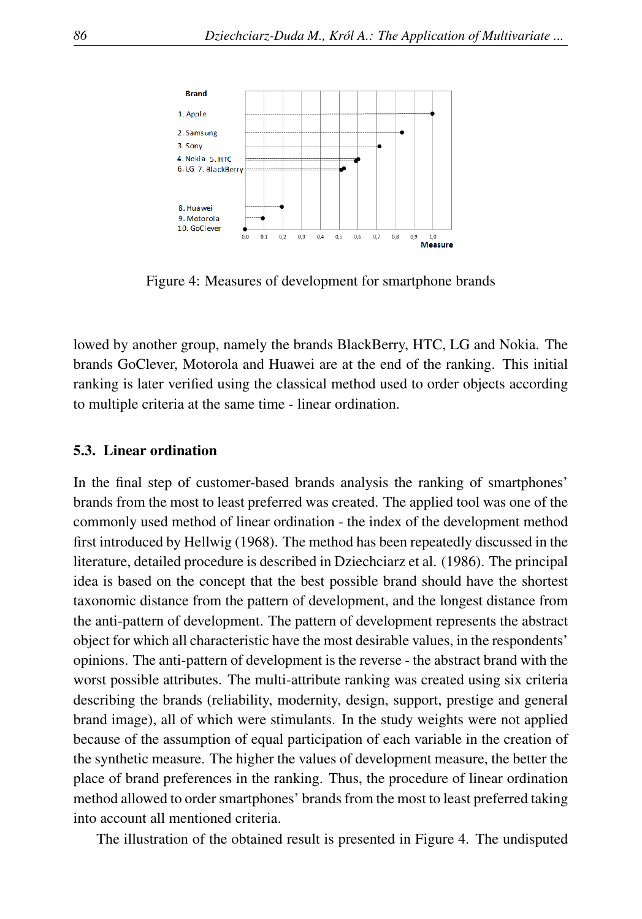Figure 4: Measures of development for smartphone brands

lowed by another group, namely the brands BlackBerry, HTC, LG and Nokia. The brands GoClever, Motorola and Huawei are at the end of the ranking. This initial ranking is later verified using the classical method used to order objects according to multiple criteria at the same time - linear ordination.

### 5.3. Linear ordination

In the final step of customer-based brands analysis the ranking of smartphones' brands from the most to least preferred was created. The applied tool was one of the commonly used method of linear ordination - the index of the development method first introduced by Hellwig (1968). The method has been repeatedly discussed in the literature, detailed procedure is described in Dziechciarz et al. (1986). The principal idea is based on the concept that the best possible brand should have the shortest taxonomic distance from the pattern of development, and the longest distance from the anti-pattern of development. The pattern of development represents the abstract object for which all characteristic have the most desirable values, in the respondents' opinions. The anti-pattern of development is the reverse - the abstract brand with the worst possible attributes. The multi-attribute ranking was created using six criteria describing the brands (reliability, modernity, design, support, prestige and general brand image), all of which were stimulants. In the study weights were not applied because of the assumption of equal participation of each variable in the creation of the synthetic measure. The higher the values of development measure, the better the place of brand preferences in the ranking. Thus, the procedure of linear ordination method allowed to order smartphones' brands from the most to least preferred taking into account all mentioned criteria.

The illustration of the obtained result is presented in Figure 4. The undisputed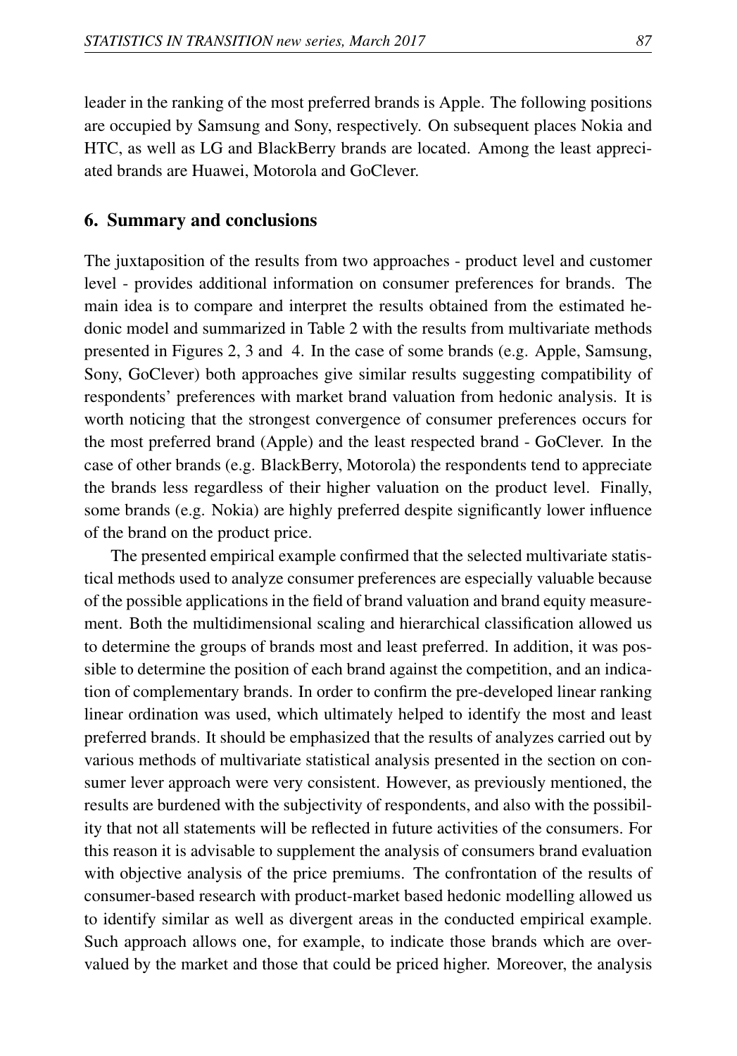leader in the ranking of the most preferred brands is Apple. The following positions are occupied by Samsung and Sony, respectively. On subsequent places Nokia and HTC, as well as LG and BlackBerry brands are located. Among the least appreciated brands are Huawei, Motorola and GoClever.

## 6. Summary and conclusions

The juxtaposition of the results from two approaches - product level and customer level - provides additional information on consumer preferences for brands. The main idea is to compare and interpret the results obtained from the estimated hedonic model and summarized in Table 2 with the results from multivariate methods presented in Figures 2, 3 and 4. In the case of some brands (e.g. Apple, Samsung, Sony, GoClever) both approaches give similar results suggesting compatibility of respondents' preferences with market brand valuation from hedonic analysis. It is worth noticing that the strongest convergence of consumer preferences occurs for the most preferred brand (Apple) and the least respected brand - GoClever. In the case of other brands (e.g. BlackBerry, Motorola) the respondents tend to appreciate the brands less regardless of their higher valuation on the product level. Finally, some brands (e.g. Nokia) are highly preferred despite significantly lower influence of the brand on the product price.

The presented empirical example confirmed that the selected multivariate statistical methods used to analyze consumer preferences are especially valuable because of the possible applications in the field of brand valuation and brand equity measurement. Both the multidimensional scaling and hierarchical classification allowed us to determine the groups of brands most and least preferred. In addition, it was possible to determine the position of each brand against the competition, and an indication of complementary brands. In order to confirm the pre-developed linear ranking linear ordination was used, which ultimately helped to identify the most and least preferred brands. It should be emphasized that the results of analyzes carried out by various methods of multivariate statistical analysis presented in the section on consumer lever approach were very consistent. However, as previously mentioned, the results are burdened with the subjectivity of respondents, and also with the possibility that not all statements will be reflected in future activities of the consumers. For this reason it is advisable to supplement the analysis of consumers brand evaluation with objective analysis of the price premiums. The confrontation of the results of consumer-based research with product-market based hedonic modelling allowed us to identify similar as well as divergent areas in the conducted empirical example. Such approach allows one, for example, to indicate those brands which are overvalued by the market and those that could be priced higher. Moreover, the analysis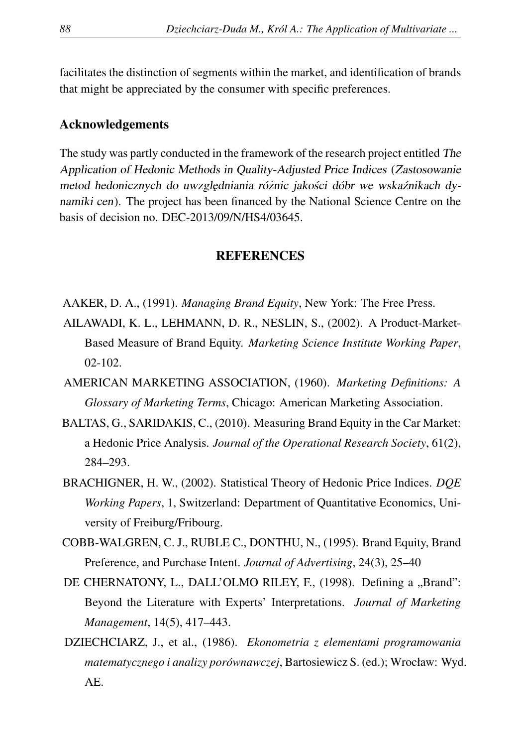facilitates the distinction of segments within the market, and identification of brands that might be appreciated by the consumer with specific preferences.

## Acknowledgements

The study was partly conducted in the framework of the research project entitled *The Application of Hedonic Methods in Quality-Adjusted Price Indices* (*Zastosowanie metod hedonicznych do uwzględniania różnic jakości dóbr we wskaźnikach dynamiki cen*). The project has been financed by the National Science Centre on the basis of decision no. DEC-2013/09/N/HS4/03645.

## REFERENCES

AAKER, D. A., (1991). *Managing Brand Equity*, New York: The Free Press.

AILAWADI, K. L., LEHMANN, D. R., NESLIN, S., (2002). A Product-Market-Based Measure of Brand Equity. *Marketing Science Institute Working Paper*, 02-102.

AMERICAN MARKETING ASSOCIATION, (1960). *Marketing Definitions: A Glossary of Marketing Terms*, Chicago: American Marketing Association.

BALTAS, G., SARIDAKIS, C., (2010). Measuring Brand Equity in the Car Market: a Hedonic Price Analysis. *Journal of the Operational Research Society*, 61(2), 284–293.

BRACHIGNER, H. W., (2002). Statistical Theory of Hedonic Price Indices. *DQE Working Papers*, 1, Switzerland: Department of Quantitative Economics, University of Freiburg/Fribourg.

COBB-WALGREN, C. J., RUBLE C., DONTHU, N., (1995). Brand Equity, Brand Preference, and Purchase Intent. *Journal of Advertising*, 24(3), 25–40

DE CHERNATONY, L., DALL'OLMO RILEY, F., (1998). Defining a „Brand": Beyond the Literature with Experts' Interpretations. *Journal of Marketing Management*, 14(5), 417–443.

DZIECHCIARZ, J., et al., (1986). *Ekonometria z elementami programowania matematycznego i analizy porównawczej*, Bartosiewicz S. (ed.); Wrocław: Wyd. AE.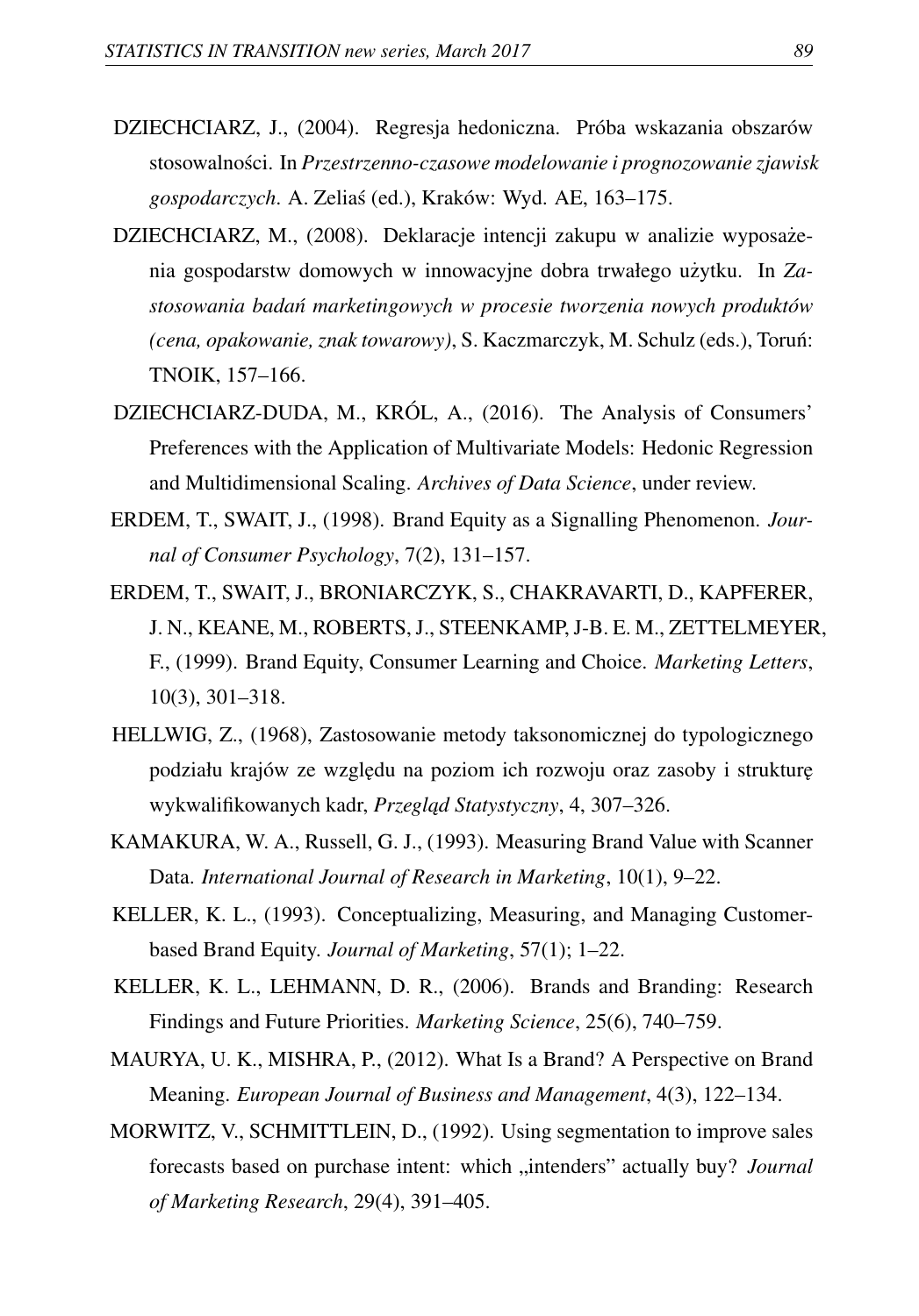DZIECHCIARZ, J., (2004). Regresja hedoniczna. Próba wskazania obszarów stosowalności. In *Przestrzenno-czasowe modelowanie i prognozowanie zjawisk gospodarczych*. A. Zeliaś (ed.), Kraków: Wyd. AE, 163–175.

DZIECHCIARZ, M., (2008). Deklaracje intencji zakupu w analizie wyposażenia gospodarstw domowych w innowacyjne dobra trwałego użytku. In *Zastosowania badań marketingowych w procesie tworzenia nowych produktów (cena, opakowanie, znak towarowy)*, S. Kaczmarczyk, M. Schulz (eds.), Toruń: TNOIK, 157–166.

DZIECHCIARZ-DUDA, M., KRÓL, A., (2016). The Analysis of Consumers' Preferences with the Application of Multivariate Models: Hedonic Regression and Multidimensional Scaling. *Archives of Data Science*, under review.

ERDEM, T., SWAIT, J., (1998). Brand Equity as a Signalling Phenomenon. *Journal of Consumer Psychology*, 7(2), 131–157.

ERDEM, T., SWAIT, J., BRONIARCZYK, S., CHAKRAVARTI, D., KAPFERER, J. N., KEANE, M., ROBERTS, J., STEENKAMP, J-B. E. M., ZETTELMEYER, F., (1999). Brand Equity, Consumer Learning and Choice. *Marketing Letters*, 10(3), 301–318.

HELLWIG, Z., (1968), Zastosowanie metody taksonomicznej do typologicznego podziału krajów ze względu na poziom ich rozwoju oraz zasoby i strukturę wykwalifikowanych kadr, *Przegląd Statystyczny*, 4, 307–326.

KAMAKURA, W. A., Russell, G. J., (1993). Measuring Brand Value with Scanner Data. *International Journal of Research in Marketing*, 10(1), 9–22.

KELLER, K. L., (1993). Conceptualizing, Measuring, and Managing Customer-based Brand Equity. *Journal of Marketing*, 57(1); 1–22.

KELLER, K. L., LEHMANN, D. R., (2006). Brands and Branding: Research Findings and Future Priorities. *Marketing Science*, 25(6), 740–759.

MAURYA, U. K., MISHRA, P., (2012). What Is a Brand? A Perspective on Brand Meaning. *European Journal of Business and Management*, 4(3), 122–134.

MORWITZ, V., SCHMITTLEIN, D., (1992). Using segmentation to improve sales forecasts based on purchase intent: which „intenders" actually buy? *Journal of Marketing Research*, 29(4), 391–405.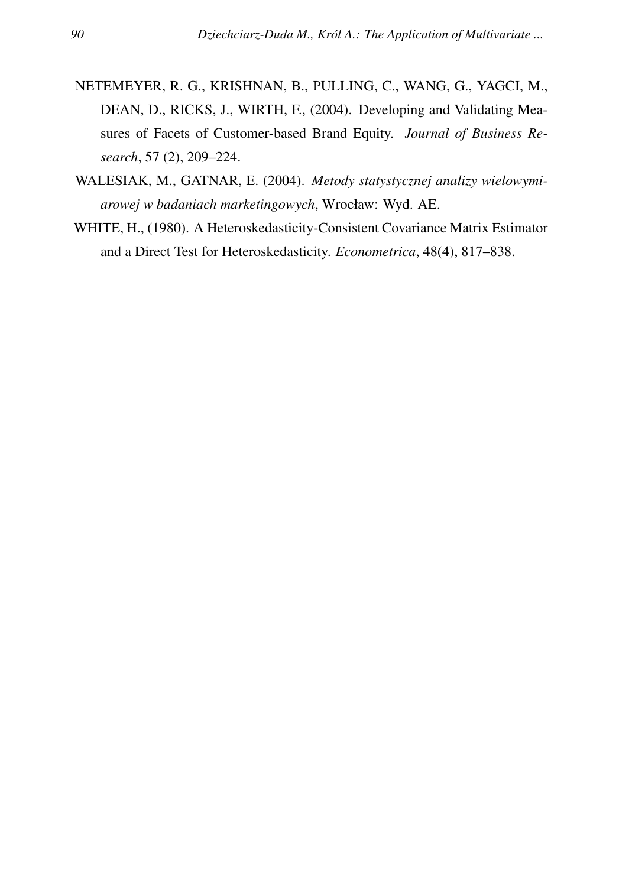NETEMEYER, R. G., KRISHNAN, B., PULLING, C., WANG, G., YAGCI, M., DEAN, D., RICKS, J., WIRTH, F., (2004). Developing and Validating Measures of Facets of Customer-based Brand Equity. *Journal of Business Research*, 57 (2), 209–224.

WALESIAK, M., GATNAR, E. (2004). *Metody statystycznej analizy wielowymiarowej w badaniach marketingowych*, Wrocław: Wyd. AE.

WHITE, H., (1980). A Heteroskedasticity-Consistent Covariance Matrix Estimator and a Direct Test for Heteroskedasticity. *Econometrica*, 48(4), 817–838.